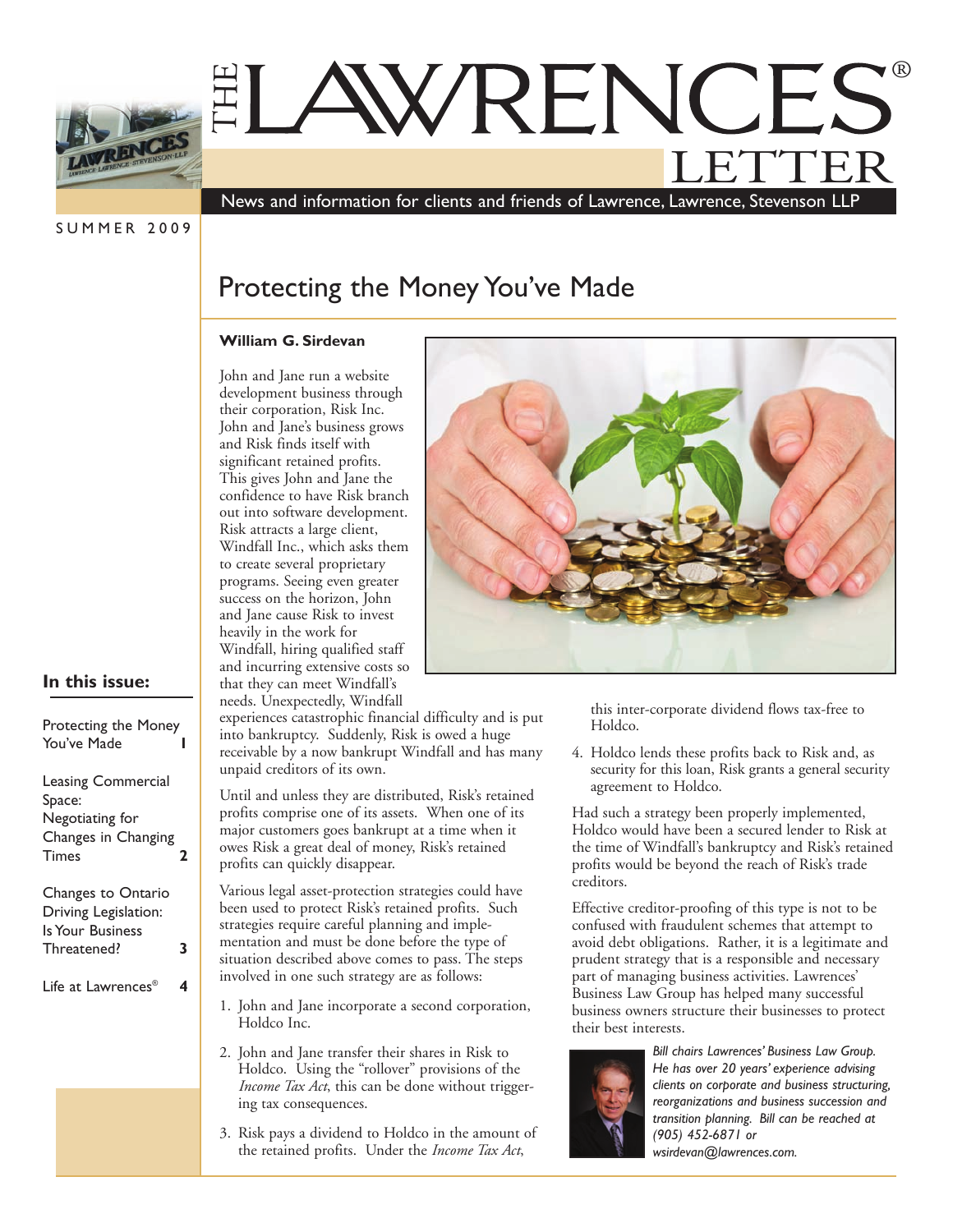# THE LAWRENCES® LETTER

News and information for clients and friends of Lawrence, Lawrence, Stevenson LLP

SUMMER 2009

## In this issue:

- Protecting the Money You've Made — 1
- Leasing Commercial Space: Negotiating for Changes in Changing Times — 2
- Changes to Ontario Driving Legislation: Is Your Business Threatened? — 3
- Life at Lawrences® — 4

# Protecting the Money You've Made

**William G. Sirdevan**

John and Jane run a website development business through their corporation, Risk Inc. John and Jane's business grows and Risk finds itself with significant retained profits. This gives John and Jane the confidence to have Risk branch out into software development. Risk attracts a large client, Windfall Inc., which asks them to create several proprietary programs. Seeing even greater success on the horizon, John and Jane cause Risk to invest heavily in the work for Windfall, hiring qualified staff and incurring extensive costs so that they can meet Windfall's needs. Unexpectedly, Windfall experiences catastrophic financial difficulty and is put into bankruptcy. Suddenly, Risk is owed a huge receivable by a now bankrupt Windfall and has many unpaid creditors of its own.

Until and unless they are distributed, Risk's retained profits comprise one of its assets. When one of its major customers goes bankrupt at a time when it owes Risk a great deal of money, Risk's retained profits can quickly disappear.

Various legal asset-protection strategies could have been used to protect Risk's retained profits. Such strategies require careful planning and implementation and must be done before the type of situation described above comes to pass. The steps involved in one such strategy are as follows:

1. John and Jane incorporate a second corporation, Holdco Inc.
2. John and Jane transfer their shares in Risk to Holdco. Using the "rollover" provisions of the *Income Tax Act*, this can be done without triggering tax consequences.
3. Risk pays a dividend to Holdco in the amount of the retained profits. Under the *Income Tax Act*, this inter-corporate dividend flows tax-free to Holdco.
4. Holdco lends these profits back to Risk and, as security for this loan, Risk grants a general security agreement to Holdco.

Had such a strategy been properly implemented, Holdco would have been a secured lender to Risk at the time of Windfall's bankruptcy and Risk's retained profits would be beyond the reach of Risk's trade creditors.

Effective creditor-proofing of this type is not to be confused with fraudulent schemes that attempt to avoid debt obligations. Rather, it is a legitimate and prudent strategy that is a responsible and necessary part of managing business activities. Lawrences' Business Law Group has helped many successful business owners structure their businesses to protect their best interests.

*Bill chairs Lawrences' Business Law Group. He has over 20 years' experience advising clients on corporate and business structuring, reorganizations and business succession and transition planning. Bill can be reached at (905) 452-6871 or wsirdevan@lawrences.com.*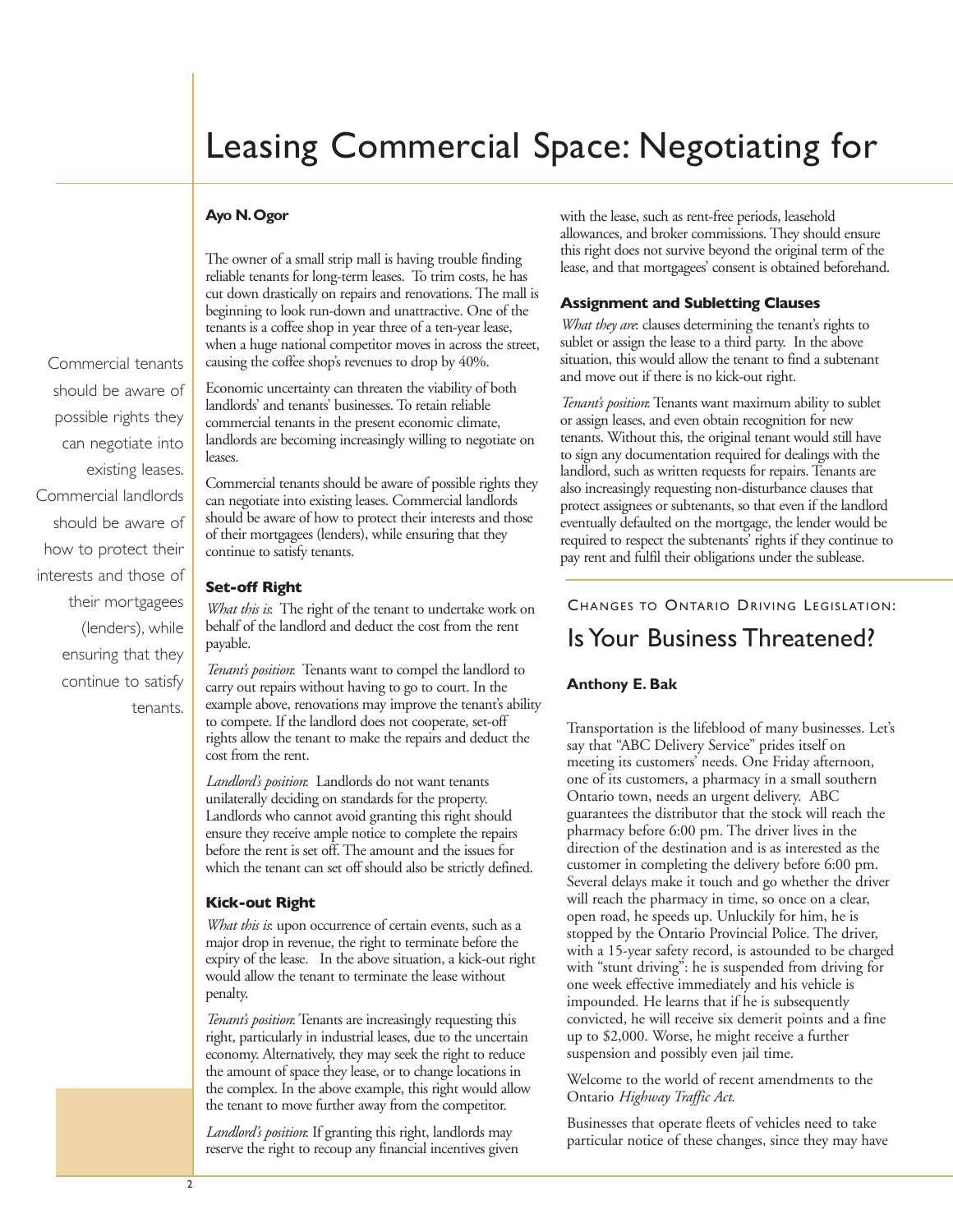# Leasing Commercial Space: Negotiating for

**Ayo N. Ogor**

The owner of a small strip mall is having trouble finding reliable tenants for long-term leases. To trim costs, he has cut down drastically on repairs and renovations. The mall is beginning to look run-down and unattractive. One of the tenants is a coffee shop in year three of a ten-year lease, when a huge national competitor moves in across the street, causing the coffee shop's revenues to drop by 40%.

Economic uncertainty can threaten the viability of both landlords' and tenants' businesses. To retain reliable commercial tenants in the present economic climate, landlords are becoming increasingly willing to negotiate on leases.

Commercial tenants should be aware of possible rights they can negotiate into existing leases. Commercial landlords should be aware of how to protect their interests and those of their mortgagees (lenders), while ensuring that they continue to satisfy tenants.

> Commercial tenants should be aware of possible rights they can negotiate into existing leases. Commercial landlords should be aware of how to protect their interests and those of their mortgagees (lenders), while ensuring that they continue to satisfy tenants.

### Set-off Right

*What this is*: The right of the tenant to undertake work on behalf of the landlord and deduct the cost from the rent payable.

*Tenant's position*: Tenants want to compel the landlord to carry out repairs without having to go to court. In the example above, renovations may improve the tenant's ability to compete. If the landlord does not cooperate, set-off rights allow the tenant to make the repairs and deduct the cost from the rent.

*Landlord's position*: Landlords do not want tenants unilaterally deciding on standards for the property. Landlords who cannot avoid granting this right should ensure they receive ample notice to complete the repairs before the rent is set off. The amount and the issues for which the tenant can set off should also be strictly defined.

### Kick-out Right

*What this is*: upon occurrence of certain events, such as a major drop in revenue, the right to terminate before the expiry of the lease. In the above situation, a kick-out right would allow the tenant to terminate the lease without penalty.

*Tenant's position*: Tenants are increasingly requesting this right, particularly in industrial leases, due to the uncertain economy. Alternatively, they may seek the right to reduce the amount of space they lease, or to change locations in the complex. In the above example, this right would allow the tenant to move further away from the competitor.

*Landlord's position*: If granting this right, landlords may reserve the right to recoup any financial incentives given with the lease, such as rent-free periods, leasehold allowances, and broker commissions. They should ensure this right does not survive beyond the original term of the lease, and that mortgagees' consent is obtained beforehand.

### Assignment and Subletting Clauses

*What they are*: clauses determining the tenant's rights to sublet or assign the lease to a third party. In the above situation, this would allow the tenant to find a subtenant and move out if there is no kick-out right.

*Tenant's position*: Tenants want maximum ability to sublet or assign leases, and even obtain recognition for new tenants. Without this, the original tenant would still have to sign any documentation required for dealings with the landlord, such as written requests for repairs. Tenants are also increasingly requesting non-disturbance clauses that protect assignees or subtenants, so that even if the landlord eventually defaulted on the mortgage, the lender would be required to respect the subtenants' rights if they continue to pay rent and fulfil their obligations under the sublease.

---

Changes to Ontario Driving Legislation:

# Is Your Business Threatened?

**Anthony E. Bak**

Transportation is the lifeblood of many businesses. Let's say that "ABC Delivery Service" prides itself on meeting its customers' needs. One Friday afternoon, one of its customers, a pharmacy in a small southern Ontario town, needs an urgent delivery. ABC guarantees the distributor that the stock will reach the pharmacy before 6:00 pm. The driver lives in the direction of the destination and is as interested as the customer in completing the delivery before 6:00 pm. Several delays make it touch and go whether the driver will reach the pharmacy in time, so once on a clear, open road, he speeds up. Unluckily for him, he is stopped by the Ontario Provincial Police. The driver, with a 15-year safety record, is astounded to be charged with "stunt driving": he is suspended from driving for one week effective immediately and his vehicle is impounded. He learns that if he is subsequently convicted, he will receive six demerit points and a fine up to $2,000. Worse, he might receive a further suspension and possibly even jail time.

Welcome to the world of recent amendments to the Ontario *Highway Traffic Act*.

Businesses that operate fleets of vehicles need to take particular notice of these changes, since they may have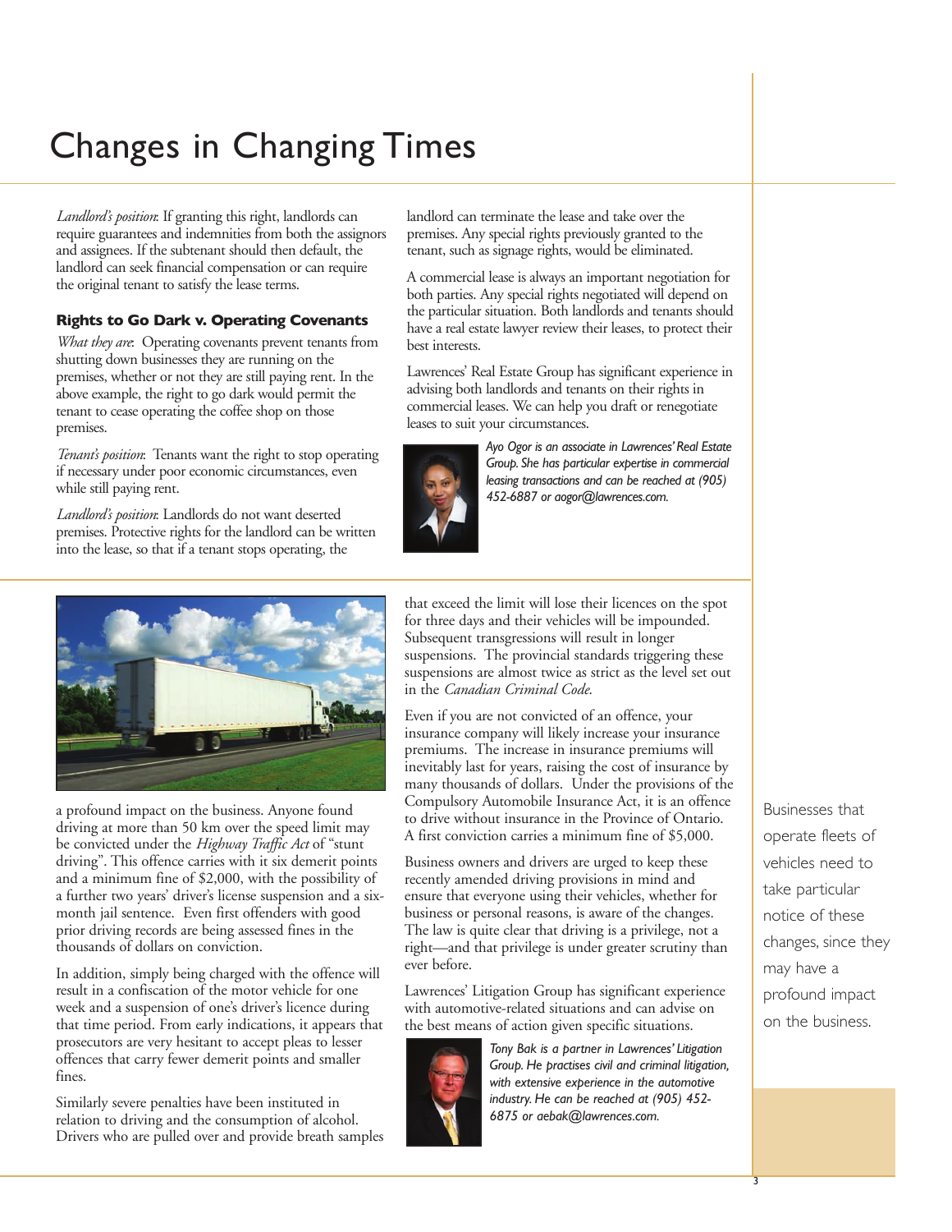# Changes in Changing Times

*Landlord's position*: If granting this right, landlords can require guarantees and indemnities from both the assignors and assignees. If the subtenant should then default, the landlord can seek financial compensation or can require the original tenant to satisfy the lease terms.

### Rights to Go Dark v. Operating Covenants

*What they are*: Operating covenants prevent tenants from shutting down businesses they are running on the premises, whether or not they are still paying rent. In the above example, the right to go dark would permit the tenant to cease operating the coffee shop on those premises.

*Tenant's position*: Tenants want the right to stop operating if necessary under poor economic circumstances, even while still paying rent.

*Landlord's position*: Landlords do not want deserted premises. Protective rights for the landlord can be written into the lease, so that if a tenant stops operating, the landlord can terminate the lease and take over the premises. Any special rights previously granted to the tenant, such as signage rights, would be eliminated.

A commercial lease is always an important negotiation for both parties. Any special rights negotiated will depend on the particular situation. Both landlords and tenants should have a real estate lawyer review their leases, to protect their best interests.

Lawrences' Real Estate Group has significant experience in advising both landlords and tenants on their rights in commercial leases. We can help you draft or renegotiate leases to suit your circumstances.

*Ayo Ogor is an associate in Lawrences' Real Estate Group. She has particular expertise in commercial leasing transactions and can be reached at (905) 452-6887 or aogor@lawrences.com.*

---

a profound impact on the business. Anyone found driving at more than 50 km over the speed limit may be convicted under the *Highway Traffic Act* of "stunt driving". This offence carries with it six demerit points and a minimum fine of $2,000, with the possibility of a further two years' driver's license suspension and a six-month jail sentence. Even first offenders with good prior driving records are being assessed fines in the thousands of dollars on conviction.

In addition, simply being charged with the offence will result in a confiscation of the motor vehicle for one week and a suspension of one's driver's licence during that time period. From early indications, it appears that prosecutors are very hesitant to accept pleas to lesser offences that carry fewer demerit points and smaller fines.

Similarly severe penalties have been instituted in relation to driving and the consumption of alcohol. Drivers who are pulled over and provide breath samples that exceed the limit will lose their licences on the spot for three days and their vehicles will be impounded. Subsequent transgressions will result in longer suspensions. The provincial standards triggering these suspensions are almost twice as strict as the level set out in the *Canadian Criminal Code*.

Even if you are not convicted of an offence, your insurance company will likely increase your insurance premiums. The increase in insurance premiums will inevitably last for years, raising the cost of insurance by many thousands of dollars. Under the provisions of the Compulsory Automobile Insurance Act, it is an offence to drive without insurance in the Province of Ontario. A first conviction carries a minimum fine of $5,000.

Business owners and drivers are urged to keep these recently amended driving provisions in mind and ensure that everyone using their vehicles, whether for business or personal reasons, is aware of the changes. The law is quite clear that driving is a privilege, not a right—and that privilege is under greater scrutiny than ever before.

Lawrences' Litigation Group has significant experience with automotive-related situations and can advise on the best means of action given specific situations.

*Tony Bak is a partner in Lawrences' Litigation Group. He practises civil and criminal litigation, with extensive experience in the automotive industry. He can be reached at (905) 452-6875 or aebak@lawrences.com.*

Businesses that operate fleets of vehicles need to take particular notice of these changes, since they may have a profound impact on the business.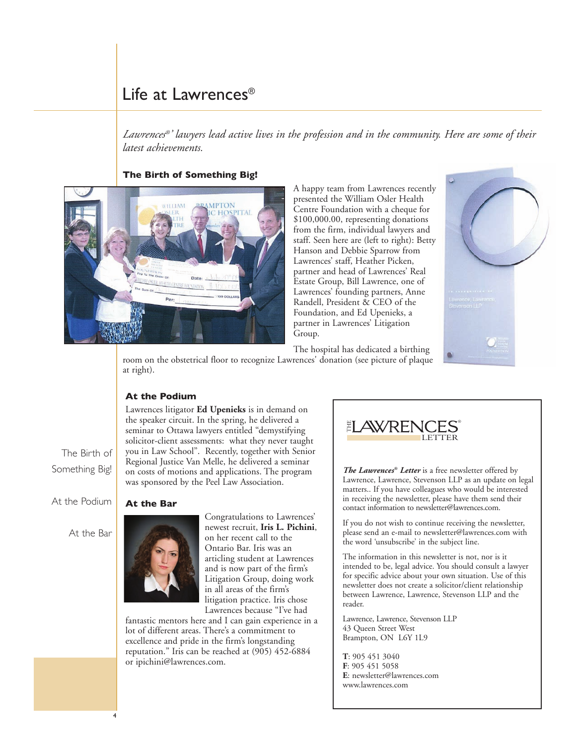# Life at Lawrences®

*Lawrences®' lawyers lead active lives in the profession and in the community. Here are some of their latest achievements.*

## The Birth of Something Big!

A happy team from Lawrences recently presented the William Osler Health Centre Foundation with a cheque for $100,000.00, representing donations from the firm, individual lawyers and staff. Seen here are (left to right): Betty Hanson and Debbie Sparrow from Lawrences' staff, Heather Picken, partner and head of Lawrences' Real Estate Group, Bill Lawrence, one of Lawrences' founding partners, Anne Randell, President & CEO of the Foundation, and Ed Upenieks, a partner in Lawrences' Litigation Group.

The hospital has dedicated a birthing room on the obstetrical floor to recognize Lawrences' donation (see picture of plaque at right).

## At the Podium

Lawrences litigator **Ed Upenieks** is in demand on the speaker circuit. In the spring, he delivered a seminar to Ottawa lawyers entitled "demystifying solicitor-client assessments: what they never taught you in Law School". Recently, together with Senior Regional Justice Van Melle, he delivered a seminar on costs of motions and applications. The program was sponsored by the Peel Law Association.

## At the Bar

Congratulations to Lawrences' newest recruit, **Iris L. Pichini**, on her recent call to the Ontario Bar. Iris was an articling student at Lawrences and is now part of the firm's Litigation Group, doing work in all areas of the firm's litigation practice. Iris chose Lawrences because "I've had fantastic mentors here and I can gain experience in a lot of different areas. There's a commitment to excellence and pride in the firm's longstanding reputation." Iris can be reached at (905) 452-6884 or ipichini@lawrences.com.

---

THE LAWRENCES® LETTER

***The Lawrences® Letter*** is a free newsletter offered by Lawrence, Lawrence, Stevenson LLP as an update on legal matters.. If you have colleagues who would be interested in receiving the newsletter, please have them send their contact information to newsletter@lawrences.com.

If you do not wish to continue receiving the newsletter, please send an e-mail to newsletter@lawrences.com with the word 'unsubscribe' in the subject line.

The information in this newsletter is not, nor is it intended to be, legal advice. You should consult a lawyer for specific advice about your own situation. Use of this newsletter does not create a solicitor/client relationship between Lawrence, Lawrence, Stevenson LLP and the reader.

Lawrence, Lawrence, Stevenson LLP
43 Queen Street West
Brampton, ON L6Y 1L9

**T**: 905 451 3040
**F**: 905 451 5058
**E**: newsletter@lawrences.com
www.lawrences.com